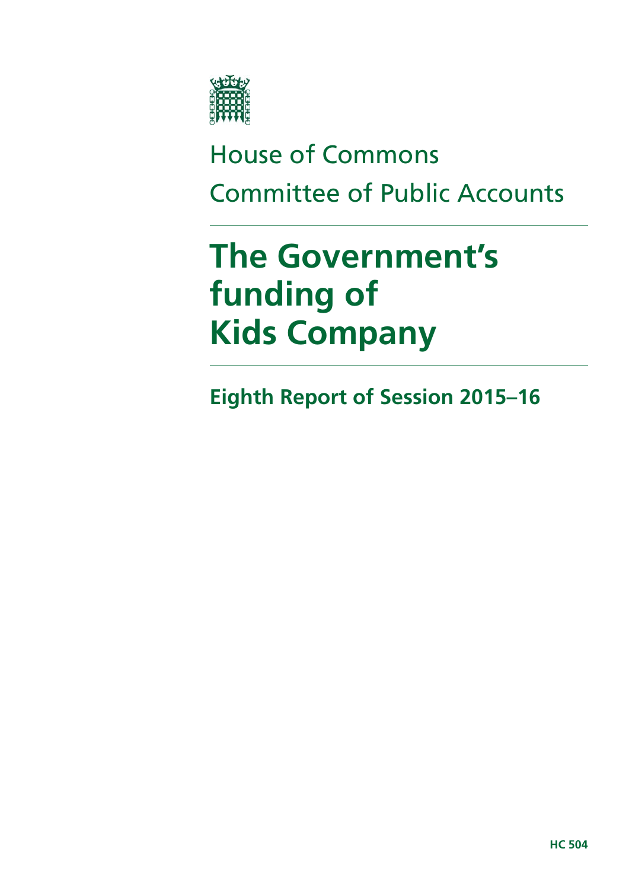House of Commons

Committee of Public Accounts

# The Government's funding of Kids Company

## Eighth Report of Session 2015–16

HC 504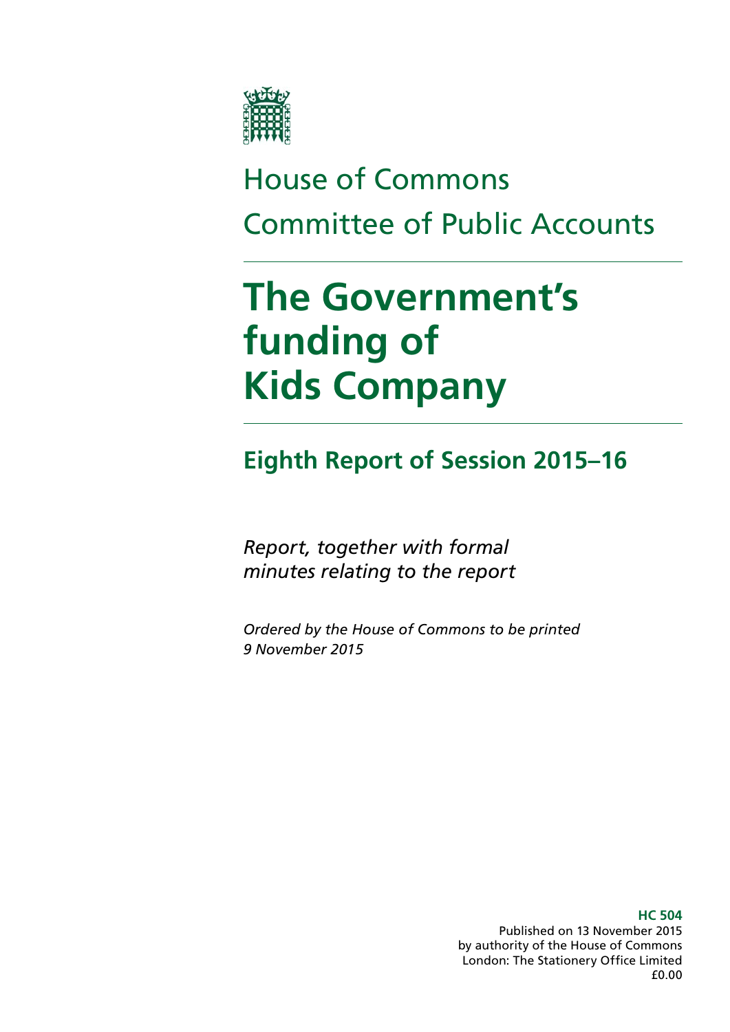House of Commons

Committee of Public Accounts

# The Government's funding of Kids Company

## Eighth Report of Session 2015–16

*Report, together with formal minutes relating to the report*

*Ordered by the House of Commons to be printed 9 November 2015*

**HC 504**

Published on 13 November 2015
by authority of the House of Commons
London: The Stationery Office Limited
£0.00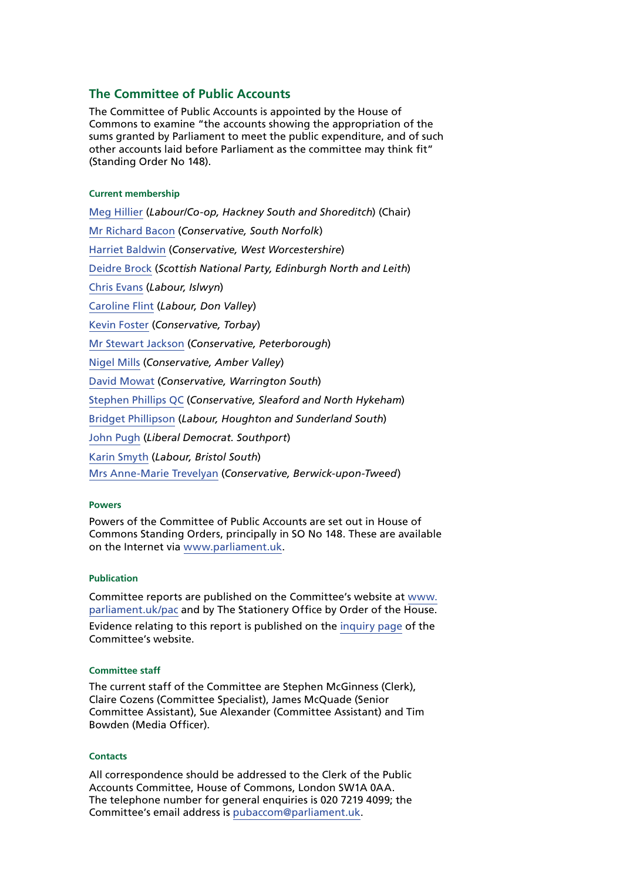## The Committee of Public Accounts

The Committee of Public Accounts is appointed by the House of Commons to examine "the accounts showing the appropriation of the sums granted by Parliament to meet the public expenditure, and of such other accounts laid before Parliament as the committee may think fit" (Standing Order No 148).

### Current membership

Meg Hillier (*Labour/Co-op, Hackney South and Shoreditch*) (Chair)

Mr Richard Bacon (*Conservative, South Norfolk*)

Harriet Baldwin (*Conservative, West Worcestershire*)

Deidre Brock (*Scottish National Party, Edinburgh North and Leith*)

Chris Evans (*Labour, Islwyn*)

Caroline Flint (*Labour, Don Valley*)

Kevin Foster (*Conservative, Torbay*)

Mr Stewart Jackson (*Conservative, Peterborough*)

Nigel Mills (*Conservative, Amber Valley*)

David Mowat (*Conservative, Warrington South*)

Stephen Phillips QC (*Conservative, Sleaford and North Hykeham*)

Bridget Phillipson (*Labour, Houghton and Sunderland South*)

John Pugh (*Liberal Democrat. Southport*)

Karin Smyth (*Labour, Bristol South*)

Mrs Anne-Marie Trevelyan (*Conservative, Berwick-upon-Tweed*)

### Powers

Powers of the Committee of Public Accounts are set out in House of Commons Standing Orders, principally in SO No 148. These are available on the Internet via www.parliament.uk.

### Publication

Committee reports are published on the Committee's website at www.parliament.uk/pac and by The Stationery Office by Order of the House.

Evidence relating to this report is published on the inquiry page of the Committee's website.

### Committee staff

The current staff of the Committee are Stephen McGinness (Clerk), Claire Cozens (Committee Specialist), James McQuade (Senior Committee Assistant), Sue Alexander (Committee Assistant) and Tim Bowden (Media Officer).

### Contacts

All correspondence should be addressed to the Clerk of the Public Accounts Committee, House of Commons, London SW1A 0AA. The telephone number for general enquiries is 020 7219 4099; the Committee's email address is pubaccom@parliament.uk.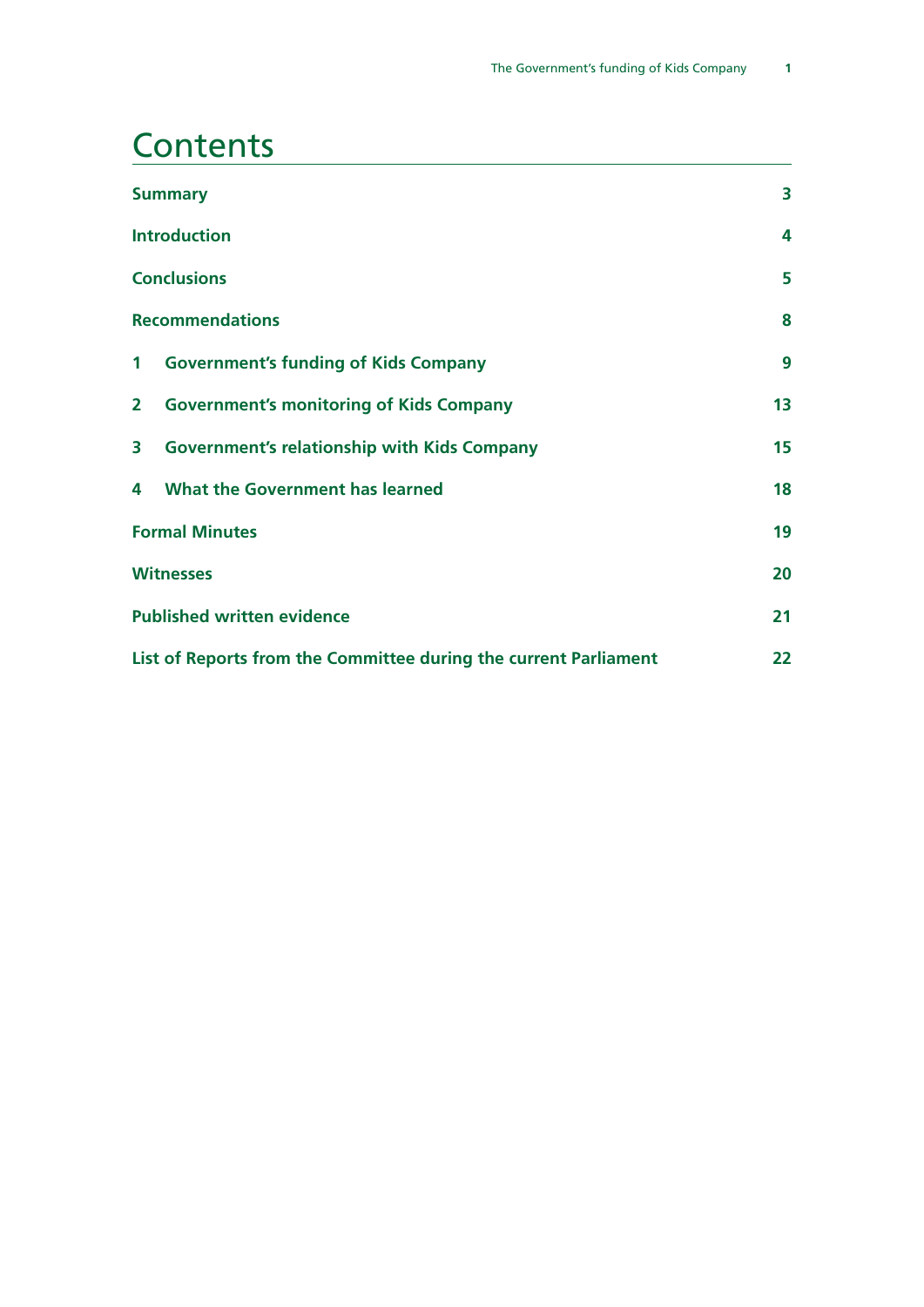# Contents

| | |
|---|---|
| **Summary** | **3** |
| **Introduction** | **4** |
| **Conclusions** | **5** |
| **Recommendations** | **8** |
| **1 Government's funding of Kids Company** | **9** |
| **2 Government's monitoring of Kids Company** | **13** |
| **3 Government's relationship with Kids Company** | **15** |
| **4 What the Government has learned** | **18** |
| **Formal Minutes** | **19** |
| **Witnesses** | **20** |
| **Published written evidence** | **21** |
| **List of Reports from the Committee during the current Parliament** | **22** |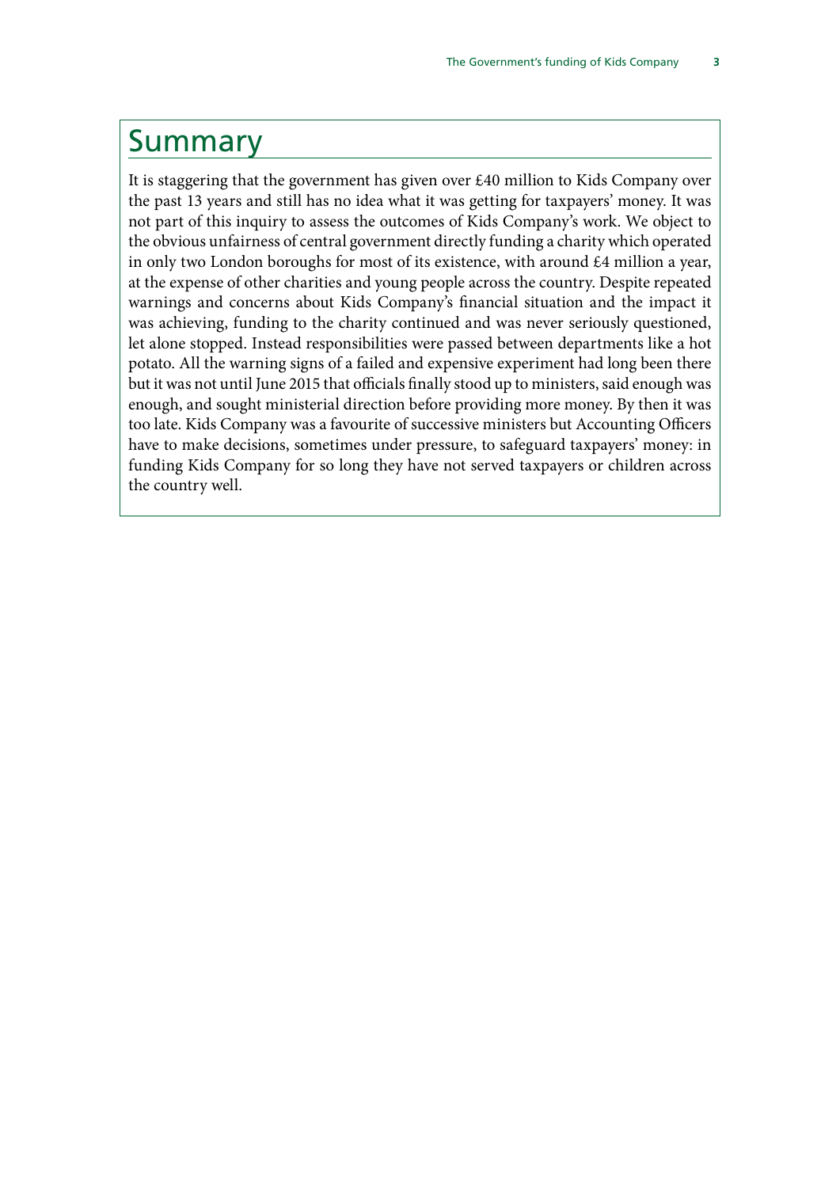# Summary

It is staggering that the government has given over £40 million to Kids Company over the past 13 years and still has no idea what it was getting for taxpayers' money. It was not part of this inquiry to assess the outcomes of Kids Company's work. We object to the obvious unfairness of central government directly funding a charity which operated in only two London boroughs for most of its existence, with around £4 million a year, at the expense of other charities and young people across the country. Despite repeated warnings and concerns about Kids Company's financial situation and the impact it was achieving, funding to the charity continued and was never seriously questioned, let alone stopped. Instead responsibilities were passed between departments like a hot potato. All the warning signs of a failed and expensive experiment had long been there but it was not until June 2015 that officials finally stood up to ministers, said enough was enough, and sought ministerial direction before providing more money. By then it was too late. Kids Company was a favourite of successive ministers but Accounting Officers have to make decisions, sometimes under pressure, to safeguard taxpayers' money: in funding Kids Company for so long they have not served taxpayers or children across the country well.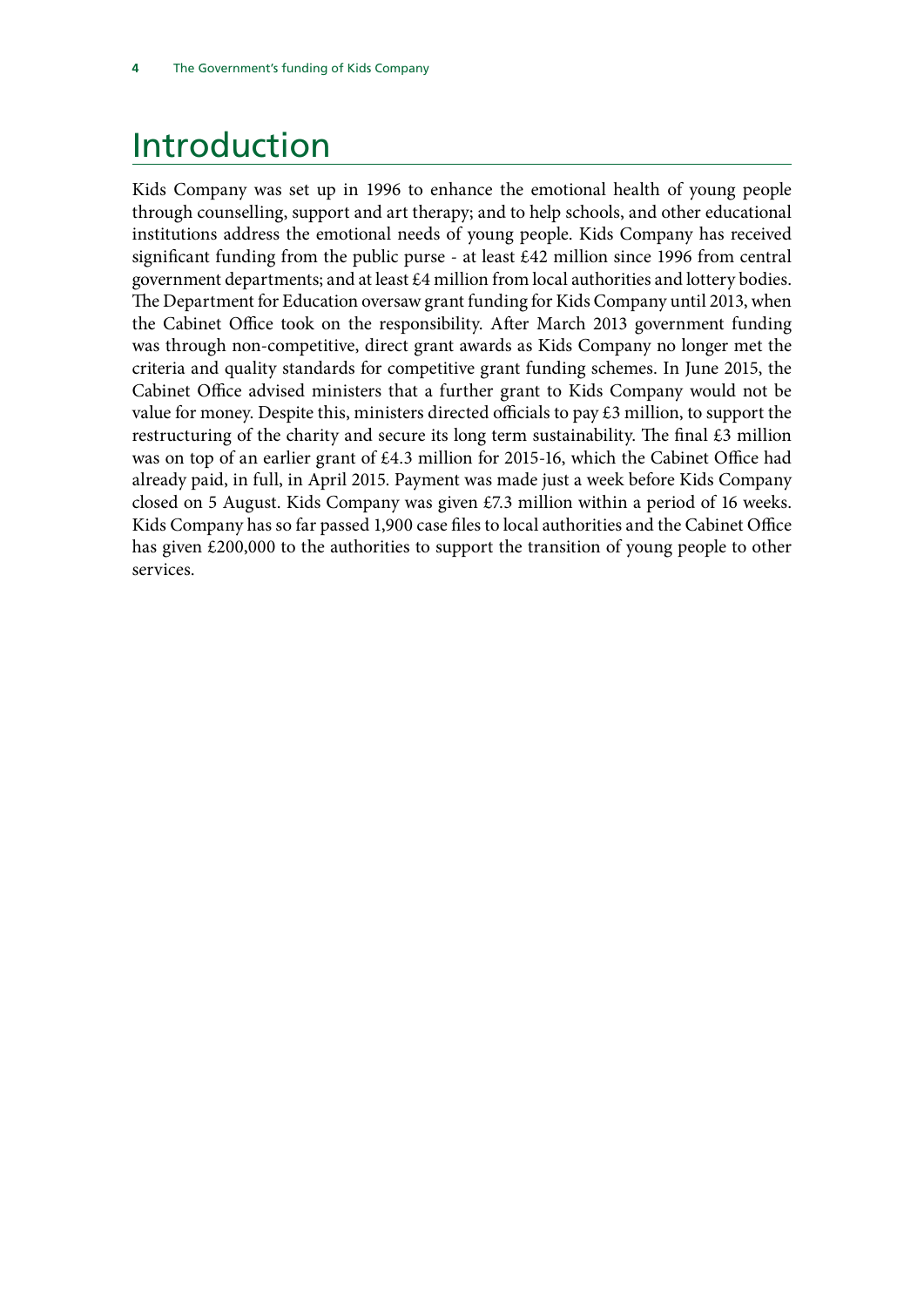# Introduction

Kids Company was set up in 1996 to enhance the emotional health of young people through counselling, support and art therapy; and to help schools, and other educational institutions address the emotional needs of young people. Kids Company has received significant funding from the public purse - at least £42 million since 1996 from central government departments; and at least £4 million from local authorities and lottery bodies. The Department for Education oversaw grant funding for Kids Company until 2013, when the Cabinet Office took on the responsibility. After March 2013 government funding was through non-competitive, direct grant awards as Kids Company no longer met the criteria and quality standards for competitive grant funding schemes. In June 2015, the Cabinet Office advised ministers that a further grant to Kids Company would not be value for money. Despite this, ministers directed officials to pay £3 million, to support the restructuring of the charity and secure its long term sustainability. The final £3 million was on top of an earlier grant of £4.3 million for 2015-16, which the Cabinet Office had already paid, in full, in April 2015. Payment was made just a week before Kids Company closed on 5 August. Kids Company was given £7.3 million within a period of 16 weeks. Kids Company has so far passed 1,900 case files to local authorities and the Cabinet Office has given £200,000 to the authorities to support the transition of young people to other services.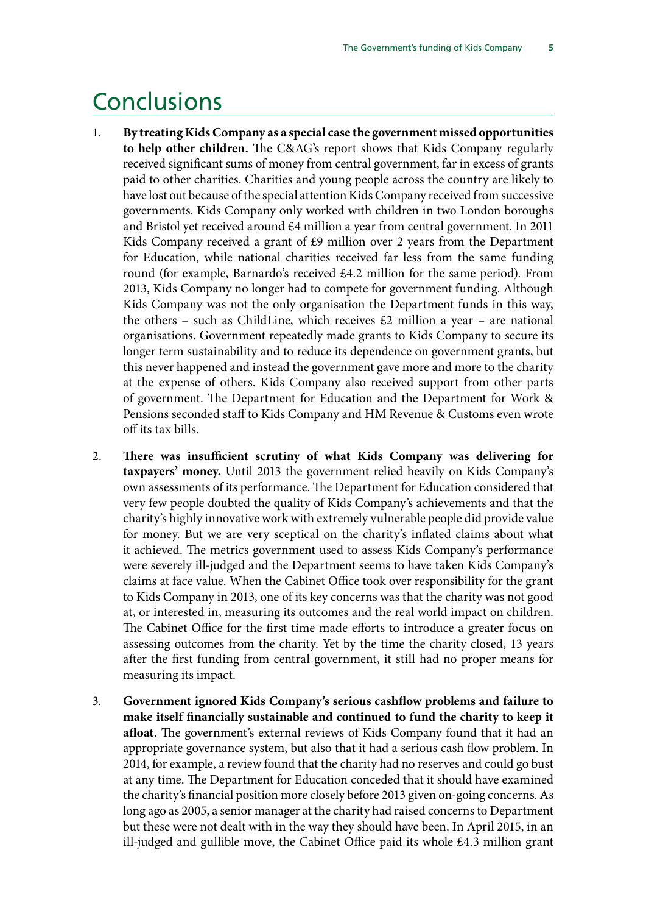# Conclusions

1. **By treating Kids Company as a special case the government missed opportunities to help other children.** The C&AG's report shows that Kids Company regularly received significant sums of money from central government, far in excess of grants paid to other charities. Charities and young people across the country are likely to have lost out because of the special attention Kids Company received from successive governments. Kids Company only worked with children in two London boroughs and Bristol yet received around £4 million a year from central government. In 2011 Kids Company received a grant of £9 million over 2 years from the Department for Education, while national charities received far less from the same funding round (for example, Barnardo's received £4.2 million for the same period). From 2013, Kids Company no longer had to compete for government funding. Although Kids Company was not the only organisation the Department funds in this way, the others – such as ChildLine, which receives £2 million a year – are national organisations. Government repeatedly made grants to Kids Company to secure its longer term sustainability and to reduce its dependence on government grants, but this never happened and instead the government gave more and more to the charity at the expense of others. Kids Company also received support from other parts of government. The Department for Education and the Department for Work & Pensions seconded staff to Kids Company and HM Revenue & Customs even wrote off its tax bills.

2. **There was insufficient scrutiny of what Kids Company was delivering for taxpayers' money.** Until 2013 the government relied heavily on Kids Company's own assessments of its performance. The Department for Education considered that very few people doubted the quality of Kids Company's achievements and that the charity's highly innovative work with extremely vulnerable people did provide value for money. But we are very sceptical on the charity's inflated claims about what it achieved. The metrics government used to assess Kids Company's performance were severely ill-judged and the Department seems to have taken Kids Company's claims at face value. When the Cabinet Office took over responsibility for the grant to Kids Company in 2013, one of its key concerns was that the charity was not good at, or interested in, measuring its outcomes and the real world impact on children. The Cabinet Office for the first time made efforts to introduce a greater focus on assessing outcomes from the charity. Yet by the time the charity closed, 13 years after the first funding from central government, it still had no proper means for measuring its impact.

3. **Government ignored Kids Company's serious cashflow problems and failure to make itself financially sustainable and continued to fund the charity to keep it afloat.** The government's external reviews of Kids Company found that it had an appropriate governance system, but also that it had a serious cash flow problem. In 2014, for example, a review found that the charity had no reserves and could go bust at any time. The Department for Education conceded that it should have examined the charity's financial position more closely before 2013 given on-going concerns. As long ago as 2005, a senior manager at the charity had raised concerns to Department but these were not dealt with in the way they should have been. In April 2015, in an ill-judged and gullible move, the Cabinet Office paid its whole £4.3 million grant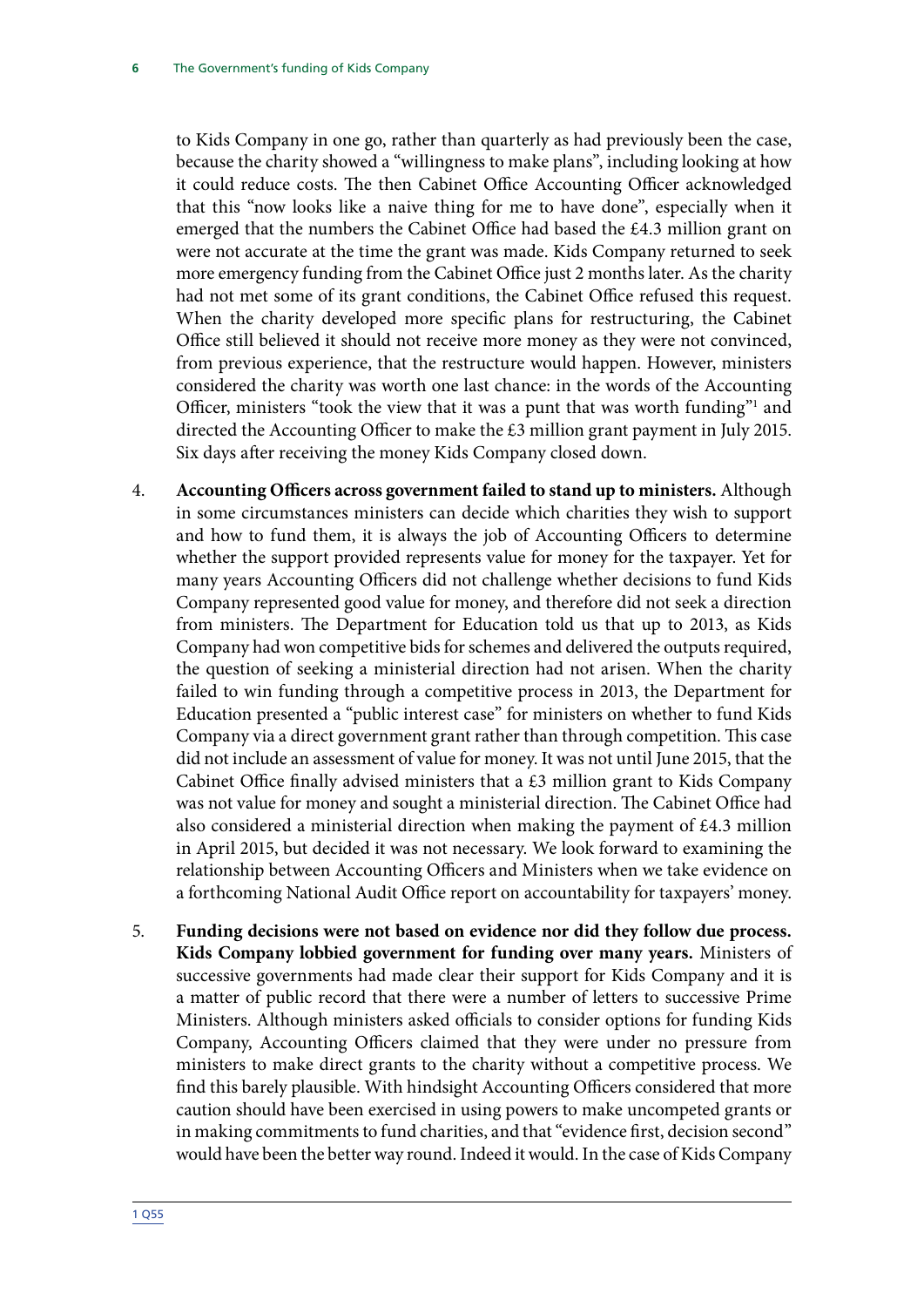to Kids Company in one go, rather than quarterly as had previously been the case, because the charity showed a "willingness to make plans", including looking at how it could reduce costs. The then Cabinet Office Accounting Officer acknowledged that this "now looks like a naive thing for me to have done", especially when it emerged that the numbers the Cabinet Office had based the £4.3 million grant on were not accurate at the time the grant was made. Kids Company returned to seek more emergency funding from the Cabinet Office just 2 months later. As the charity had not met some of its grant conditions, the Cabinet Office refused this request. When the charity developed more specific plans for restructuring, the Cabinet Office still believed it should not receive more money as they were not convinced, from previous experience, that the restructure would happen. However, ministers considered the charity was worth one last chance: in the words of the Accounting Officer, ministers "took the view that it was a punt that was worth funding"[1] and directed the Accounting Officer to make the £3 million grant payment in July 2015. Six days after receiving the money Kids Company closed down.

4. **Accounting Officers across government failed to stand up to ministers.** Although in some circumstances ministers can decide which charities they wish to support and how to fund them, it is always the job of Accounting Officers to determine whether the support provided represents value for money for the taxpayer. Yet for many years Accounting Officers did not challenge whether decisions to fund Kids Company represented good value for money, and therefore did not seek a direction from ministers. The Department for Education told us that up to 2013, as Kids Company had won competitive bids for schemes and delivered the outputs required, the question of seeking a ministerial direction had not arisen. When the charity failed to win funding through a competitive process in 2013, the Department for Education presented a "public interest case" for ministers on whether to fund Kids Company via a direct government grant rather than through competition. This case did not include an assessment of value for money. It was not until June 2015, that the Cabinet Office finally advised ministers that a £3 million grant to Kids Company was not value for money and sought a ministerial direction. The Cabinet Office had also considered a ministerial direction when making the payment of £4.3 million in April 2015, but decided it was not necessary. We look forward to examining the relationship between Accounting Officers and Ministers when we take evidence on a forthcoming National Audit Office report on accountability for taxpayers' money.

5. **Funding decisions were not based on evidence nor did they follow due process. Kids Company lobbied government for funding over many years.** Ministers of successive governments had made clear their support for Kids Company and it is a matter of public record that there were a number of letters to successive Prime Ministers. Although ministers asked officials to consider options for funding Kids Company, Accounting Officers claimed that they were under no pressure from ministers to make direct grants to the charity without a competitive process. We find this barely plausible. With hindsight Accounting Officers considered that more caution should have been exercised in using powers to make uncompeted grants or in making commitments to fund charities, and that "evidence first, decision second" would have been the better way round. Indeed it would. In the case of Kids Company

[1] Q55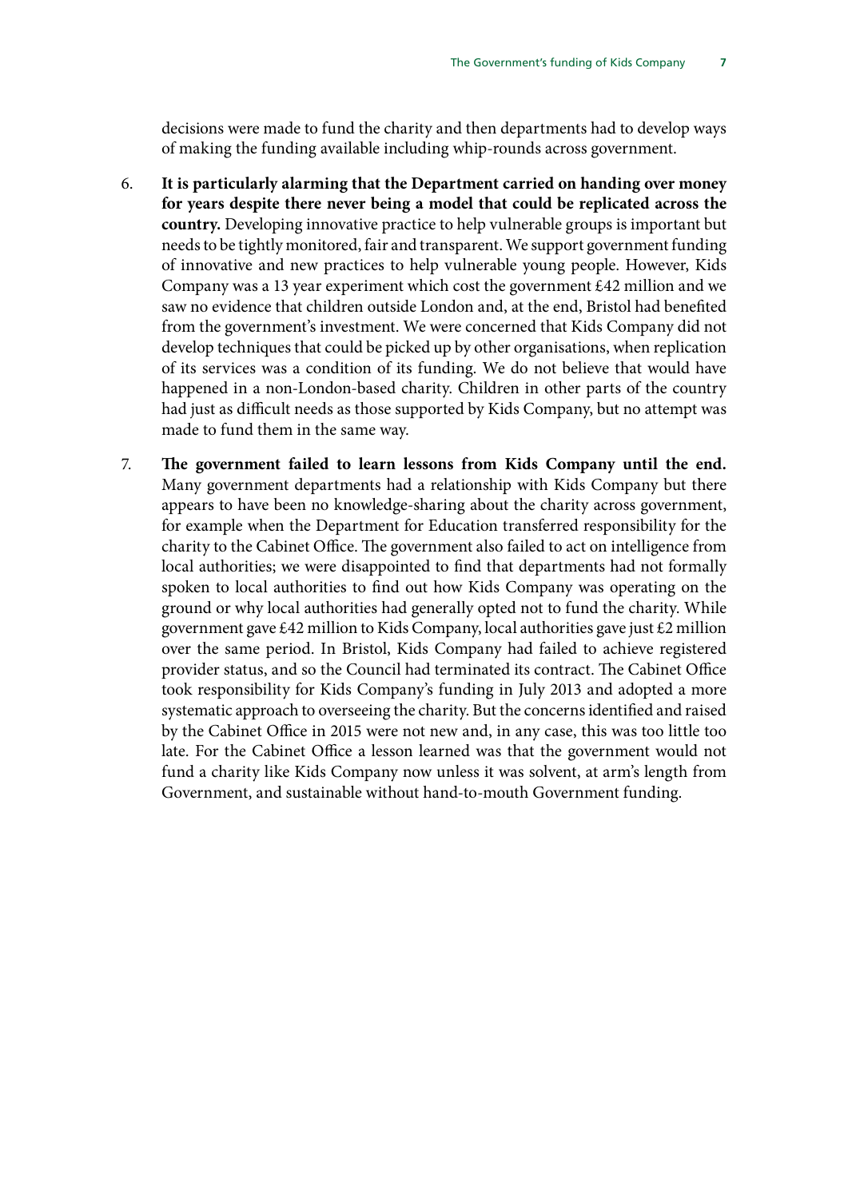decisions were made to fund the charity and then departments had to develop ways of making the funding available including whip-rounds across government.

6. **It is particularly alarming that the Department carried on handing over money for years despite there never being a model that could be replicated across the country.** Developing innovative practice to help vulnerable groups is important but needs to be tightly monitored, fair and transparent. We support government funding of innovative and new practices to help vulnerable young people. However, Kids Company was a 13 year experiment which cost the government £42 million and we saw no evidence that children outside London and, at the end, Bristol had benefited from the government's investment. We were concerned that Kids Company did not develop techniques that could be picked up by other organisations, when replication of its services was a condition of its funding. We do not believe that would have happened in a non-London-based charity. Children in other parts of the country had just as difficult needs as those supported by Kids Company, but no attempt was made to fund them in the same way.

7. **The government failed to learn lessons from Kids Company until the end.** Many government departments had a relationship with Kids Company but there appears to have been no knowledge-sharing about the charity across government, for example when the Department for Education transferred responsibility for the charity to the Cabinet Office. The government also failed to act on intelligence from local authorities; we were disappointed to find that departments had not formally spoken to local authorities to find out how Kids Company was operating on the ground or why local authorities had generally opted not to fund the charity. While government gave £42 million to Kids Company, local authorities gave just £2 million over the same period. In Bristol, Kids Company had failed to achieve registered provider status, and so the Council had terminated its contract. The Cabinet Office took responsibility for Kids Company's funding in July 2013 and adopted a more systematic approach to overseeing the charity. But the concerns identified and raised by the Cabinet Office in 2015 were not new and, in any case, this was too little too late. For the Cabinet Office a lesson learned was that the government would not fund a charity like Kids Company now unless it was solvent, at arm's length from Government, and sustainable without hand-to-mouth Government funding.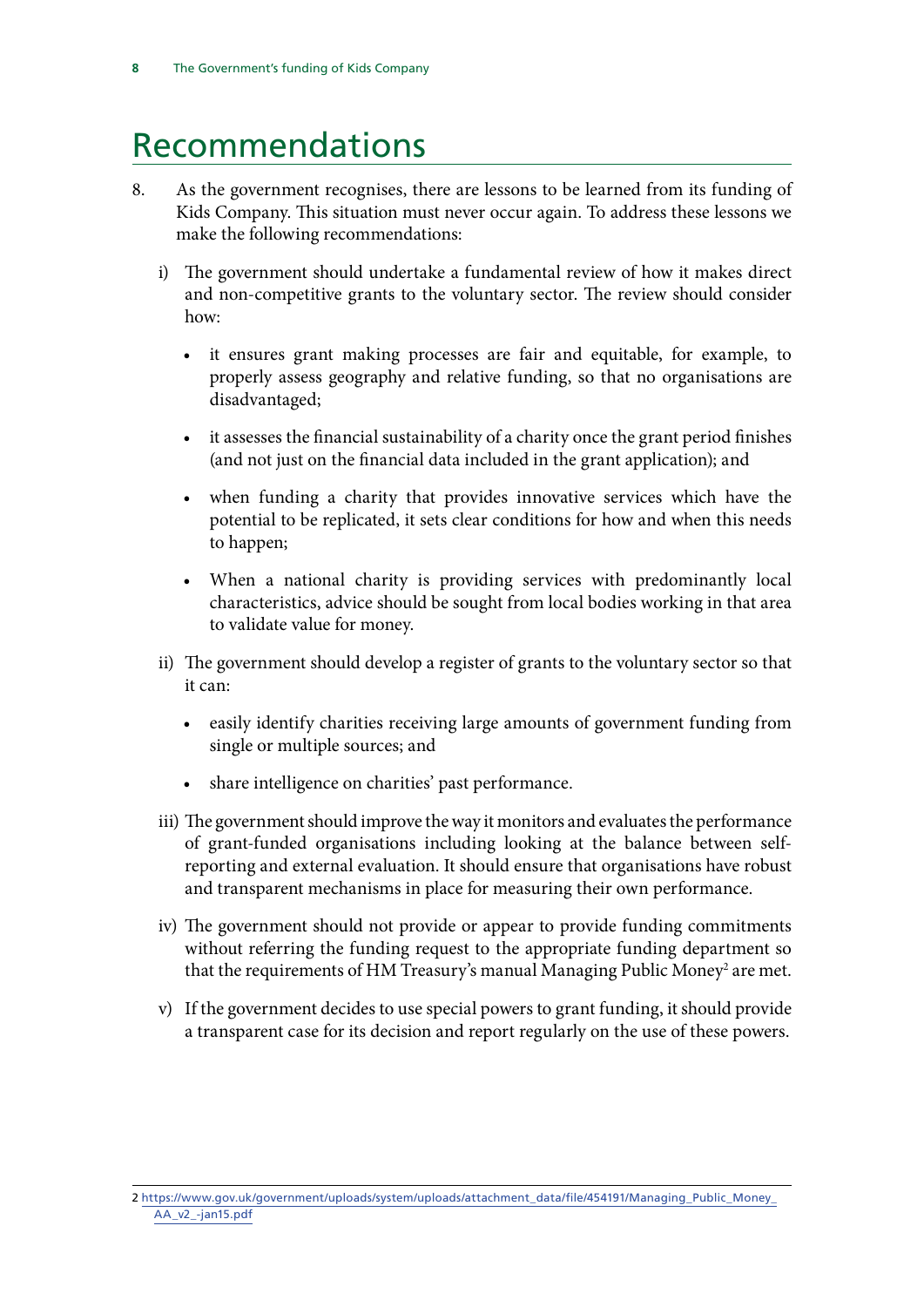# Recommendations

8. As the government recognises, there are lessons to be learned from its funding of Kids Company. This situation must never occur again. To address these lessons we make the following recommendations:

   i) The government should undertake a fundamental review of how it makes direct and non-competitive grants to the voluntary sector. The review should consider how:

      - it ensures grant making processes are fair and equitable, for example, to properly assess geography and relative funding, so that no organisations are disadvantaged;
      - it assesses the financial sustainability of a charity once the grant period finishes (and not just on the financial data included in the grant application); and
      - when funding a charity that provides innovative services which have the potential to be replicated, it sets clear conditions for how and when this needs to happen;
      - When a national charity is providing services with predominantly local characteristics, advice should be sought from local bodies working in that area to validate value for money.

   ii) The government should develop a register of grants to the voluntary sector so that it can:

      - easily identify charities receiving large amounts of government funding from single or multiple sources; and
      - share intelligence on charities' past performance.

   iii) The government should improve the way it monitors and evaluates the performance of grant-funded organisations including looking at the balance between self-reporting and external evaluation. It should ensure that organisations have robust and transparent mechanisms in place for measuring their own performance.

   iv) The government should not provide or appear to provide funding commitments without referring the funding request to the appropriate funding department so that the requirements of HM Treasury's manual Managing Public Money[2] are met.

   v) If the government decides to use special powers to grant funding, it should provide a transparent case for its decision and report regularly on the use of these powers.

2 https://www.gov.uk/government/uploads/system/uploads/attachment_data/file/454191/Managing_Public_Money_AA_v2_-jan15.pdf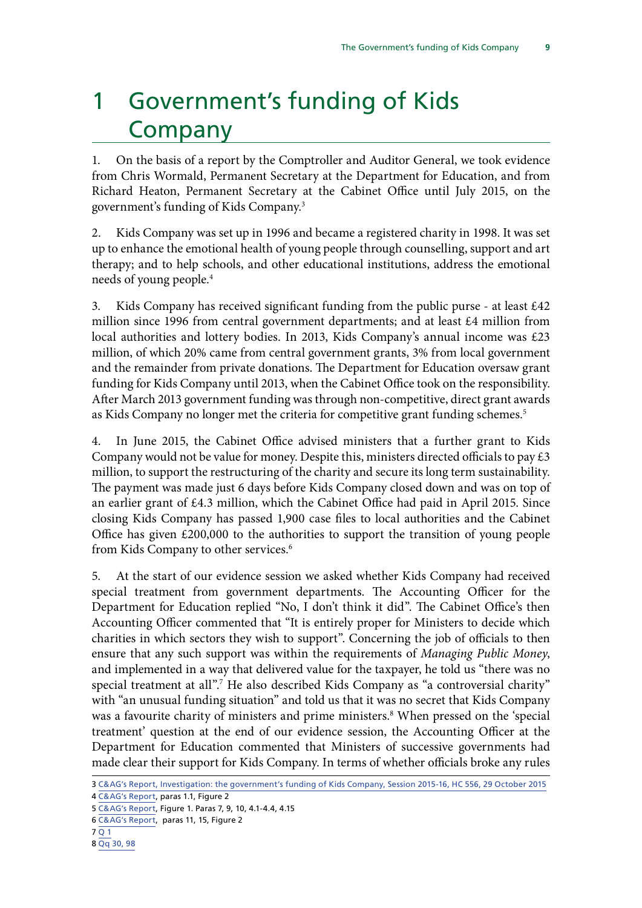# 1 Government's funding of Kids Company

1. On the basis of a report by the Comptroller and Auditor General, we took evidence from Chris Wormald, Permanent Secretary at the Department for Education, and from Richard Heaton, Permanent Secretary at the Cabinet Office until July 2015, on the government's funding of Kids Company.[3]

2. Kids Company was set up in 1996 and became a registered charity in 1998. It was set up to enhance the emotional health of young people through counselling, support and art therapy; and to help schools, and other educational institutions, address the emotional needs of young people.[4]

3. Kids Company has received significant funding from the public purse - at least £42 million since 1996 from central government departments; and at least £4 million from local authorities and lottery bodies. In 2013, Kids Company's annual income was £23 million, of which 20% came from central government grants, 3% from local government and the remainder from private donations. The Department for Education oversaw grant funding for Kids Company until 2013, when the Cabinet Office took on the responsibility. After March 2013 government funding was through non-competitive, direct grant awards as Kids Company no longer met the criteria for competitive grant funding schemes.[5]

4. In June 2015, the Cabinet Office advised ministers that a further grant to Kids Company would not be value for money. Despite this, ministers directed officials to pay £3 million, to support the restructuring of the charity and secure its long term sustainability. The payment was made just 6 days before Kids Company closed down and was on top of an earlier grant of £4.3 million, which the Cabinet Office had paid in April 2015. Since closing Kids Company has passed 1,900 case files to local authorities and the Cabinet Office has given £200,000 to the authorities to support the transition of young people from Kids Company to other services.[6]

5. At the start of our evidence session we asked whether Kids Company had received special treatment from government departments. The Accounting Officer for the Department for Education replied "No, I don't think it did". The Cabinet Office's then Accounting Officer commented that "It is entirely proper for Ministers to decide which charities in which sectors they wish to support". Concerning the job of officials to then ensure that any such support was within the requirements of *Managing Public Money*, and implemented in a way that delivered value for the taxpayer, he told us "there was no special treatment at all".[7] He also described Kids Company as "a controversial charity" with "an unusual funding situation" and told us that it was no secret that Kids Company was a favourite charity of ministers and prime ministers.[8] When pressed on the 'special treatment' question at the end of our evidence session, the Accounting Officer at the Department for Education commented that Ministers of successive governments had made clear their support for Kids Company. In terms of whether officials broke any rules

---

3 C&AG's Report, Investigation: the government's funding of Kids Company, Session 2015-16, HC 556, 29 October 2015

4 C&AG's Report, paras 1.1, Figure 2

5 C&AG's Report, Figure 1. Paras 7, 9, 10, 4.1-4.4, 4.15

6 C&AG's Report, paras 11, 15, Figure 2

7 Q 1

8 Qq 30, 98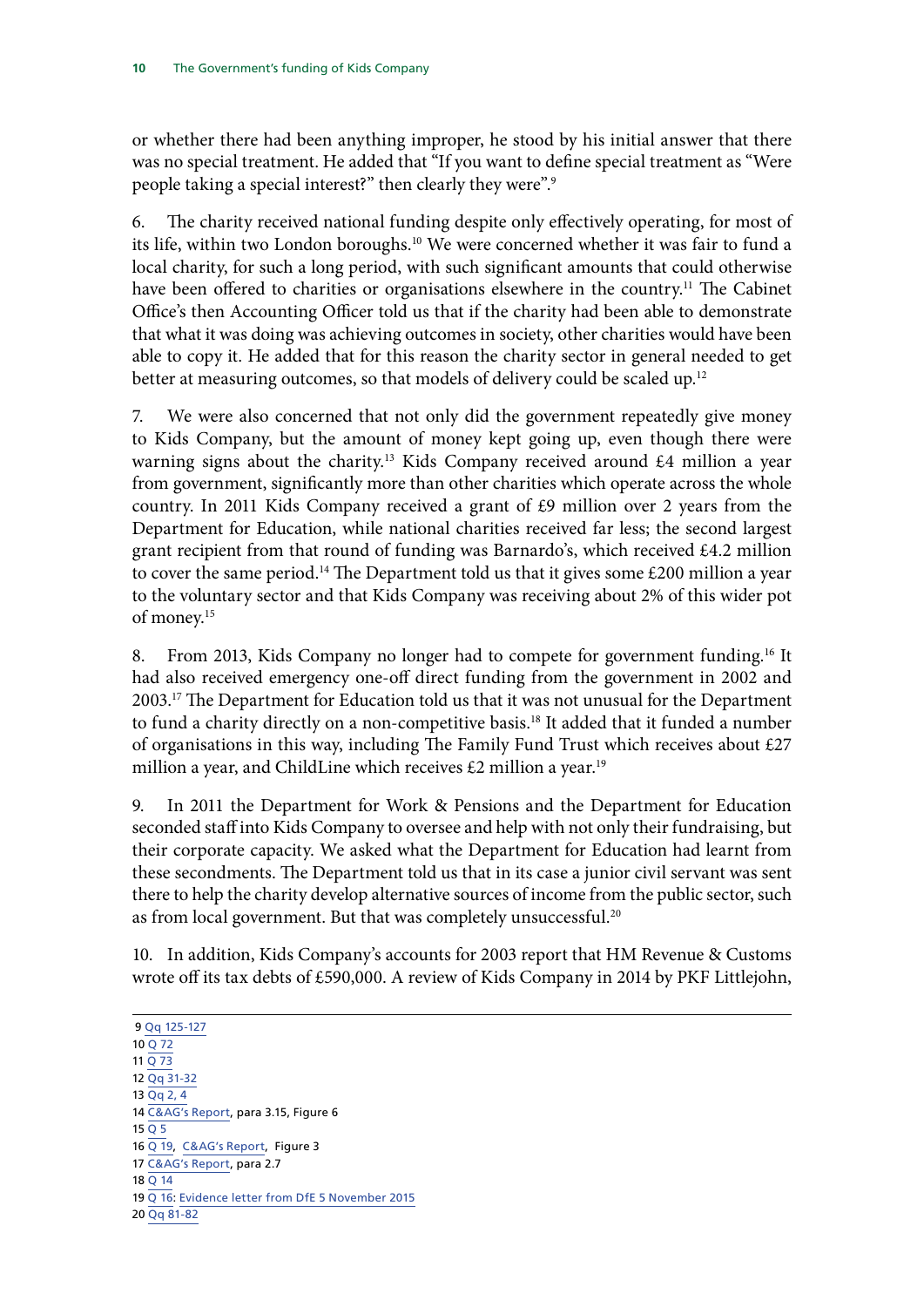or whether there had been anything improper, he stood by his initial answer that there was no special treatment. He added that "If you want to define special treatment as "Were people taking a special interest?" then clearly they were".[9]

6. The charity received national funding despite only effectively operating, for most of its life, within two London boroughs.[10] We were concerned whether it was fair to fund a local charity, for such a long period, with such significant amounts that could otherwise have been offered to charities or organisations elsewhere in the country.[11] The Cabinet Office's then Accounting Officer told us that if the charity had been able to demonstrate that what it was doing was achieving outcomes in society, other charities would have been able to copy it. He added that for this reason the charity sector in general needed to get better at measuring outcomes, so that models of delivery could be scaled up.[12]

7. We were also concerned that not only did the government repeatedly give money to Kids Company, but the amount of money kept going up, even though there were warning signs about the charity.[13] Kids Company received around £4 million a year from government, significantly more than other charities which operate across the whole country. In 2011 Kids Company received a grant of £9 million over 2 years from the Department for Education, while national charities received far less; the second largest grant recipient from that round of funding was Barnardo's, which received £4.2 million to cover the same period.[14] The Department told us that it gives some £200 million a year to the voluntary sector and that Kids Company was receiving about 2% of this wider pot of money.[15]

8. From 2013, Kids Company no longer had to compete for government funding.[16] It had also received emergency one-off direct funding from the government in 2002 and 2003.[17] The Department for Education told us that it was not unusual for the Department to fund a charity directly on a non-competitive basis.[18] It added that it funded a number of organisations in this way, including The Family Fund Trust which receives about £27 million a year, and ChildLine which receives £2 million a year.[19]

9. In 2011 the Department for Work & Pensions and the Department for Education seconded staff into Kids Company to oversee and help with not only their fundraising, but their corporate capacity. We asked what the Department for Education had learnt from these secondments. The Department told us that in its case a junior civil servant was sent there to help the charity develop alternative sources of income from the public sector, such as from local government. But that was completely unsuccessful.[20]

10. In addition, Kids Company's accounts for 2003 report that HM Revenue & Customs wrote off its tax debts of £590,000. A review of Kids Company in 2014 by PKF Littlejohn,

---

9 Qq 125-127
10 Q 72
11 Q 73
12 Qq 31-32
13 Qq 2, 4
14 C&AG's Report, para 3.15, Figure 6
15 Q 5
16 Q 19, C&AG's Report, Figure 3
17 C&AG's Report, para 2.7
18 Q 14
19 Q 16: Evidence letter from DfE 5 November 2015
20 Qq 81-82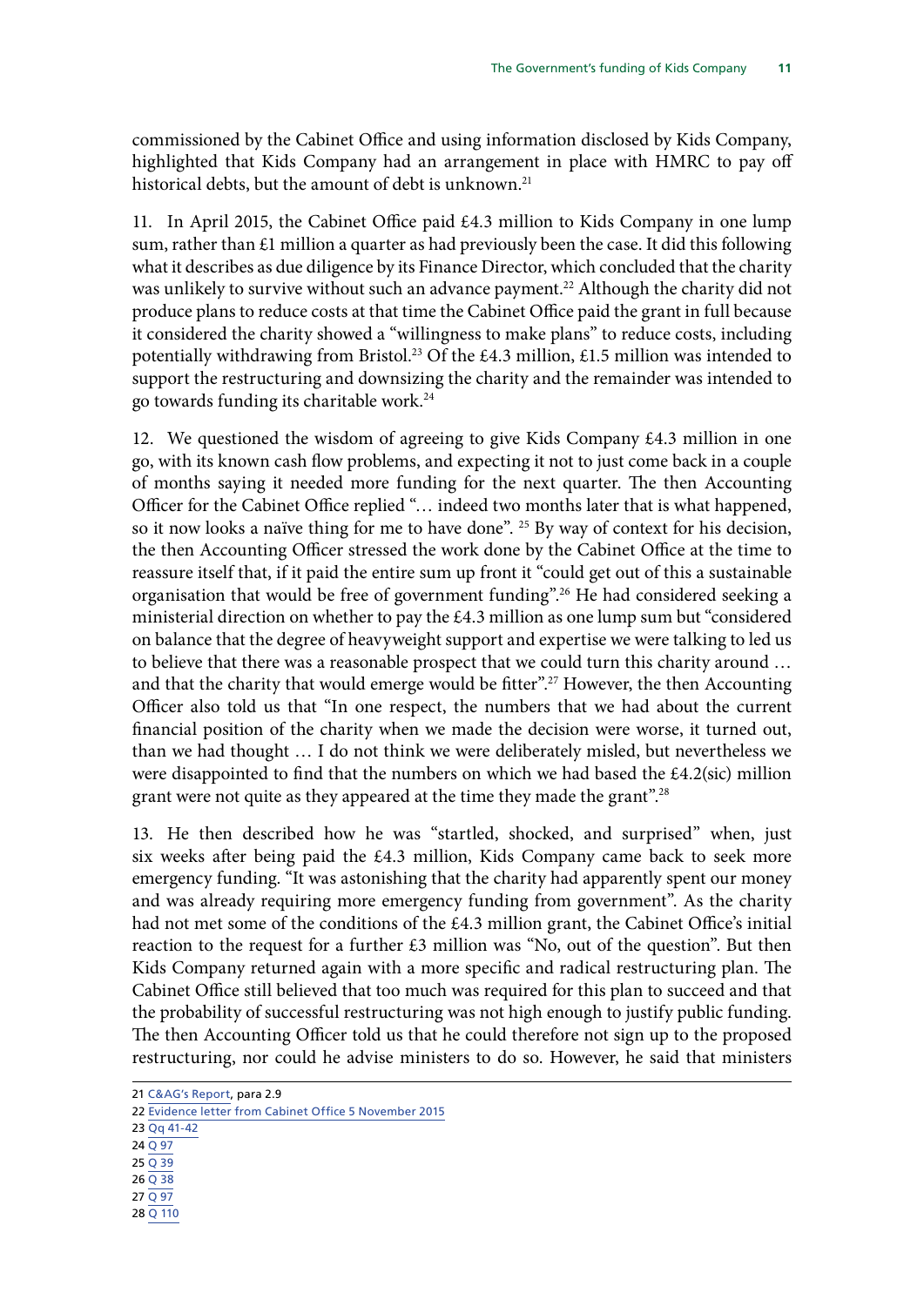commissioned by the Cabinet Office and using information disclosed by Kids Company, highlighted that Kids Company had an arrangement in place with HMRC to pay off historical debts, but the amount of debt is unknown.[21]

11. In April 2015, the Cabinet Office paid £4.3 million to Kids Company in one lump sum, rather than £1 million a quarter as had previously been the case. It did this following what it describes as due diligence by its Finance Director, which concluded that the charity was unlikely to survive without such an advance payment.[22] Although the charity did not produce plans to reduce costs at that time the Cabinet Office paid the grant in full because it considered the charity showed a "willingness to make plans" to reduce costs, including potentially withdrawing from Bristol.[23] Of the £4.3 million, £1.5 million was intended to support the restructuring and downsizing the charity and the remainder was intended to go towards funding its charitable work.[24]

12. We questioned the wisdom of agreeing to give Kids Company £4.3 million in one go, with its known cash flow problems, and expecting it not to just come back in a couple of months saying it needed more funding for the next quarter. The then Accounting Officer for the Cabinet Office replied "… indeed two months later that is what happened, so it now looks a naïve thing for me to have done". [25] By way of context for his decision, the then Accounting Officer stressed the work done by the Cabinet Office at the time to reassure itself that, if it paid the entire sum up front it "could get out of this a sustainable organisation that would be free of government funding".[26] He had considered seeking a ministerial direction on whether to pay the £4.3 million as one lump sum but "considered on balance that the degree of heavyweight support and expertise we were talking to led us to believe that there was a reasonable prospect that we could turn this charity around … and that the charity that would emerge would be fitter".[27] However, the then Accounting Officer also told us that "In one respect, the numbers that we had about the current financial position of the charity when we made the decision were worse, it turned out, than we had thought … I do not think we were deliberately misled, but nevertheless we were disappointed to find that the numbers on which we had based the £4.2(sic) million grant were not quite as they appeared at the time they made the grant".[28]

13. He then described how he was "startled, shocked, and surprised" when, just six weeks after being paid the £4.3 million, Kids Company came back to seek more emergency funding. "It was astonishing that the charity had apparently spent our money and was already requiring more emergency funding from government". As the charity had not met some of the conditions of the £4.3 million grant, the Cabinet Office's initial reaction to the request for a further £3 million was "No, out of the question". But then Kids Company returned again with a more specific and radical restructuring plan. The Cabinet Office still believed that too much was required for this plan to succeed and that the probability of successful restructuring was not high enough to justify public funding. The then Accounting Officer told us that he could therefore not sign up to the proposed restructuring, nor could he advise ministers to do so. However, he said that ministers

---

21 C&AG's Report, para 2.9

22 Evidence letter from Cabinet Office 5 November 2015

23 Qq 41-42

24 Q 97

25 Q 39

26 Q 38

27 Q 97

28 Q 110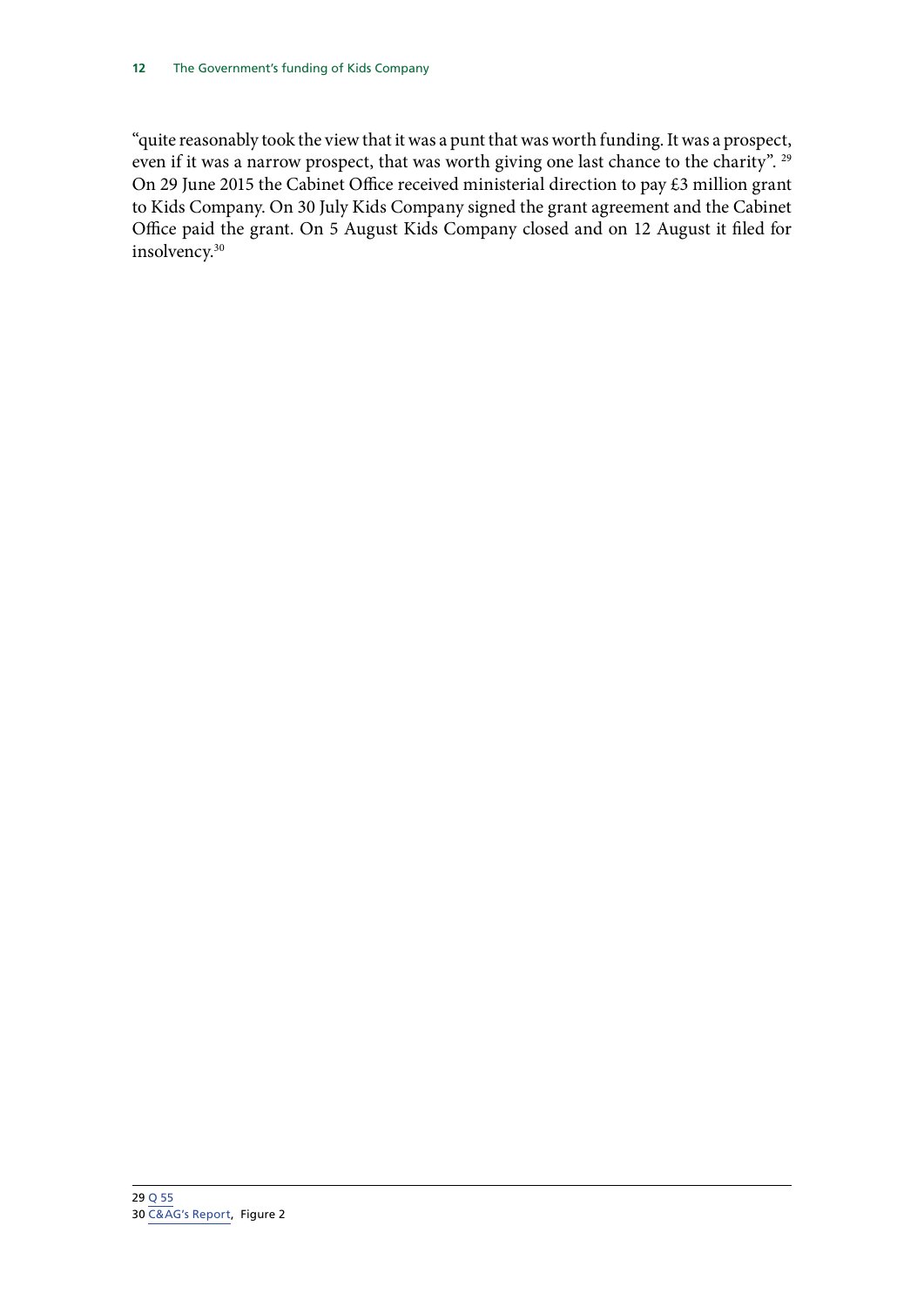"quite reasonably took the view that it was a punt that was worth funding. It was a prospect, even if it was a narrow prospect, that was worth giving one last chance to the charity". [29] On 29 June 2015 the Cabinet Office received ministerial direction to pay £3 million grant to Kids Company. On 30 July Kids Company signed the grant agreement and the Cabinet Office paid the grant. On 5 August Kids Company closed and on 12 August it filed for insolvency.[30]

---

29 Q 55

30 C&AG's Report, Figure 2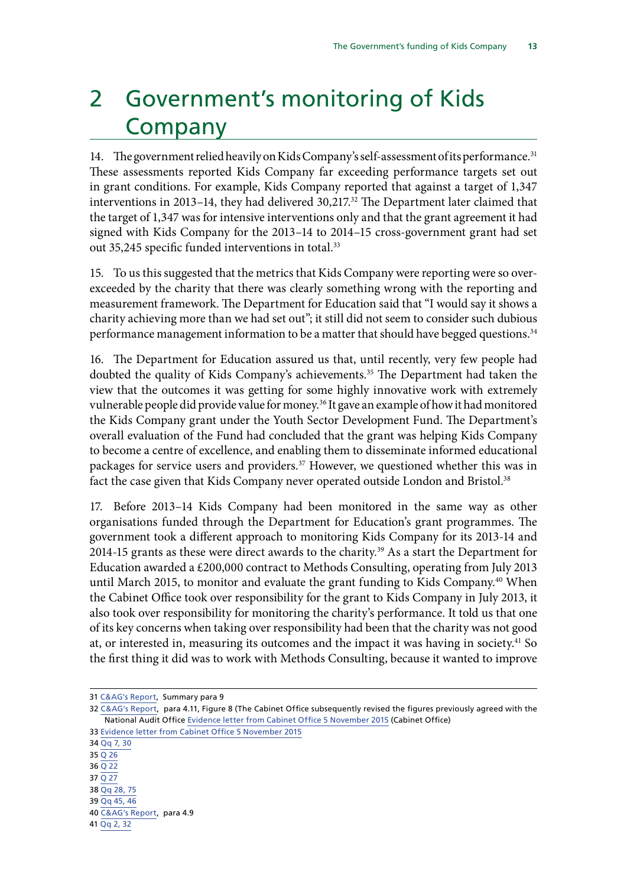# 2 Government's monitoring of Kids Company

14. The government relied heavily on Kids Company's self-assessment of its performance.[31] These assessments reported Kids Company far exceeding performance targets set out in grant conditions. For example, Kids Company reported that against a target of 1,347 interventions in 2013–14, they had delivered 30,217.[32] The Department later claimed that the target of 1,347 was for intensive interventions only and that the grant agreement it had signed with Kids Company for the 2013–14 to 2014–15 cross-government grant had set out 35,245 specific funded interventions in total.[33]

15. To us this suggested that the metrics that Kids Company were reporting were so over-exceeded by the charity that there was clearly something wrong with the reporting and measurement framework. The Department for Education said that "I would say it shows a charity achieving more than we had set out"; it still did not seem to consider such dubious performance management information to be a matter that should have begged questions.[34]

16. The Department for Education assured us that, until recently, very few people had doubted the quality of Kids Company's achievements.[35] The Department had taken the view that the outcomes it was getting for some highly innovative work with extremely vulnerable people did provide value for money.[36] It gave an example of how it had monitored the Kids Company grant under the Youth Sector Development Fund. The Department's overall evaluation of the Fund had concluded that the grant was helping Kids Company to become a centre of excellence, and enabling them to disseminate informed educational packages for service users and providers.[37] However, we questioned whether this was in fact the case given that Kids Company never operated outside London and Bristol.[38]

17. Before 2013–14 Kids Company had been monitored in the same way as other organisations funded through the Department for Education's grant programmes. The government took a different approach to monitoring Kids Company for its 2013-14 and 2014-15 grants as these were direct awards to the charity.[39] As a start the Department for Education awarded a £200,000 contract to Methods Consulting, operating from July 2013 until March 2015, to monitor and evaluate the grant funding to Kids Company.[40] When the Cabinet Office took over responsibility for the grant to Kids Company in July 2013, it also took over responsibility for monitoring the charity's performance. It told us that one of its key concerns when taking over responsibility had been that the charity was not good at, or interested in, measuring its outcomes and the impact it was having in society.[41] So the first thing it did was to work with Methods Consulting, because it wanted to improve

---

31 C&AG's Report, Summary para 9

32 C&AG's Report, para 4.11, Figure 8 (The Cabinet Office subsequently revised the figures previously agreed with the National Audit Office Evidence letter from Cabinet Office 5 November 2015 (Cabinet Office)

33 Evidence letter from Cabinet Office 5 November 2015

34 Qq 7, 30

35 Q 26

36 Q 22

37 Q 27

38 Qq 28, 75

39 Qq 45, 46

40 C&AG's Report, para 4.9

41 Qq 2, 32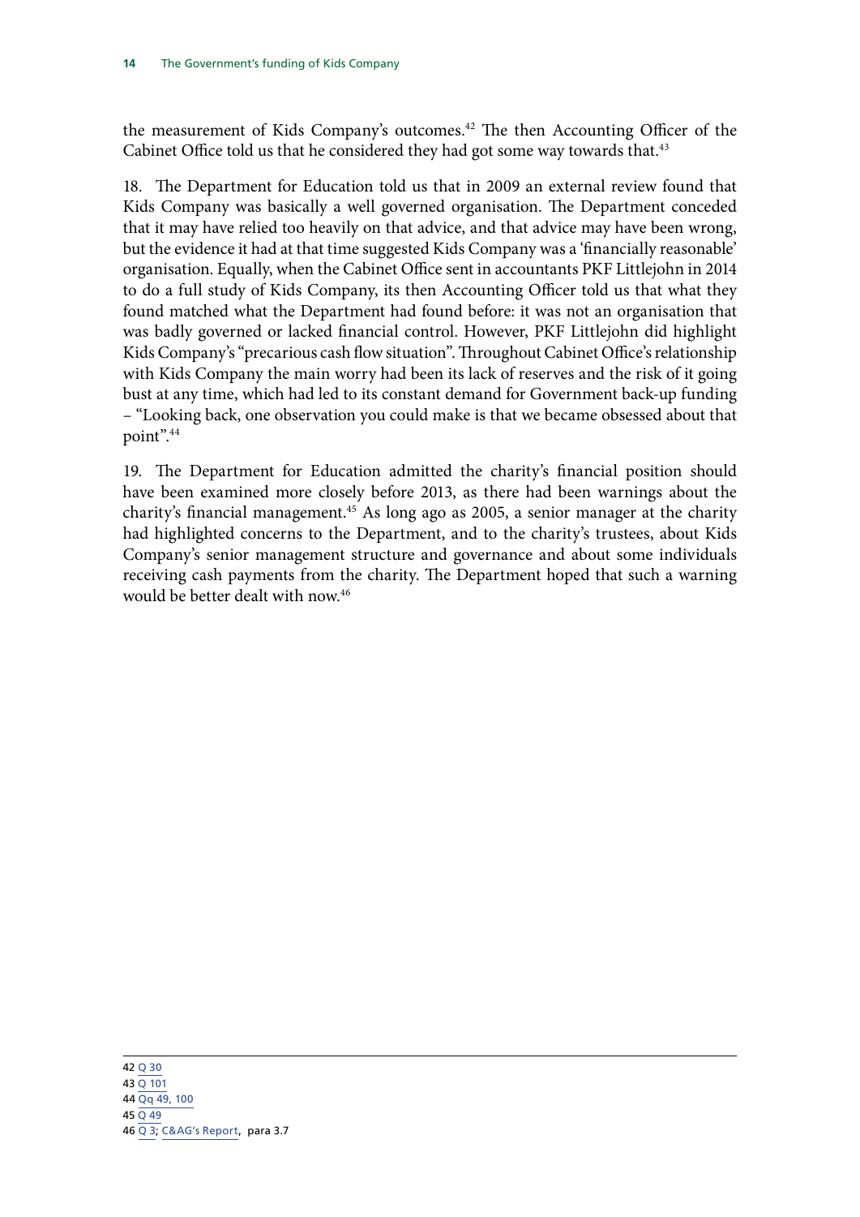the measurement of Kids Company's outcomes.[42] The then Accounting Officer of the Cabinet Office told us that he considered they had got some way towards that.[43]

18. The Department for Education told us that in 2009 an external review found that Kids Company was basically a well governed organisation. The Department conceded that it may have relied too heavily on that advice, and that advice may have been wrong, but the evidence it had at that time suggested Kids Company was a 'financially reasonable' organisation. Equally, when the Cabinet Office sent in accountants PKF Littlejohn in 2014 to do a full study of Kids Company, its then Accounting Officer told us that what they found matched what the Department had found before: it was not an organisation that was badly governed or lacked financial control. However, PKF Littlejohn did highlight Kids Company's "precarious cash flow situation". Throughout Cabinet Office's relationship with Kids Company the main worry had been its lack of reserves and the risk of it going bust at any time, which had led to its constant demand for Government back-up funding – "Looking back, one observation you could make is that we became obsessed about that point".[44]

19. The Department for Education admitted the charity's financial position should have been examined more closely before 2013, as there had been warnings about the charity's financial management.[45] As long ago as 2005, a senior manager at the charity had highlighted concerns to the Department, and to the charity's trustees, about Kids Company's senior management structure and governance and about some individuals receiving cash payments from the charity. The Department hoped that such a warning would be better dealt with now.[46]

---

42 Q 30
43 Q 101
44 Qq 49, 100
45 Q 49
46 Q 3; C&AG's Report, para 3.7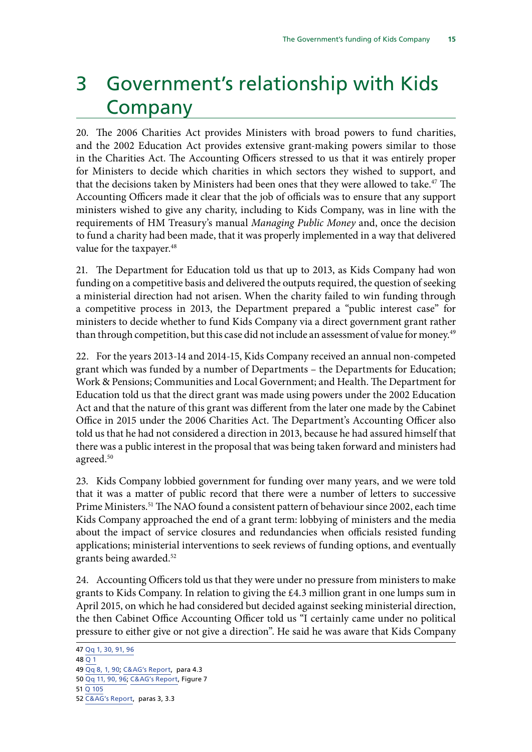# 3 Government's relationship with Kids Company

20. The 2006 Charities Act provides Ministers with broad powers to fund charities, and the 2002 Education Act provides extensive grant-making powers similar to those in the Charities Act. The Accounting Officers stressed to us that it was entirely proper for Ministers to decide which charities in which sectors they wished to support, and that the decisions taken by Ministers had been ones that they were allowed to take.[47] The Accounting Officers made it clear that the job of officials was to ensure that any support ministers wished to give any charity, including to Kids Company, was in line with the requirements of HM Treasury's manual *Managing Public Money* and, once the decision to fund a charity had been made, that it was properly implemented in a way that delivered value for the taxpayer.[48]

21. The Department for Education told us that up to 2013, as Kids Company had won funding on a competitive basis and delivered the outputs required, the question of seeking a ministerial direction had not arisen. When the charity failed to win funding through a competitive process in 2013, the Department prepared a "public interest case" for ministers to decide whether to fund Kids Company via a direct government grant rather than through competition, but this case did not include an assessment of value for money.[49]

22. For the years 2013-14 and 2014-15, Kids Company received an annual non-competed grant which was funded by a number of Departments – the Departments for Education; Work & Pensions; Communities and Local Government; and Health. The Department for Education told us that the direct grant was made using powers under the 2002 Education Act and that the nature of this grant was different from the later one made by the Cabinet Office in 2015 under the 2006 Charities Act. The Department's Accounting Officer also told us that he had not considered a direction in 2013, because he had assured himself that there was a public interest in the proposal that was being taken forward and ministers had agreed.[50]

23. Kids Company lobbied government for funding over many years, and we were told that it was a matter of public record that there were a number of letters to successive Prime Ministers.[51] The NAO found a consistent pattern of behaviour since 2002, each time Kids Company approached the end of a grant term: lobbying of ministers and the media about the impact of service closures and redundancies when officials resisted funding applications; ministerial interventions to seek reviews of funding options, and eventually grants being awarded.[52]

24. Accounting Officers told us that they were under no pressure from ministers to make grants to Kids Company. In relation to giving the £4.3 million grant in one lumps sum in April 2015, on which he had considered but decided against seeking ministerial direction, the then Cabinet Office Accounting Officer told us "I certainly came under no political pressure to either give or not give a direction". He said he was aware that Kids Company

47 Qq 1, 30, 91, 96
48 Q 1
49 Qq 8, 1, 90; C&AG's Report, para 4.3
50 Qq 11, 90, 96; C&AG's Report, Figure 7
51 Q 105
52 C&AG's Report, paras 3, 3.3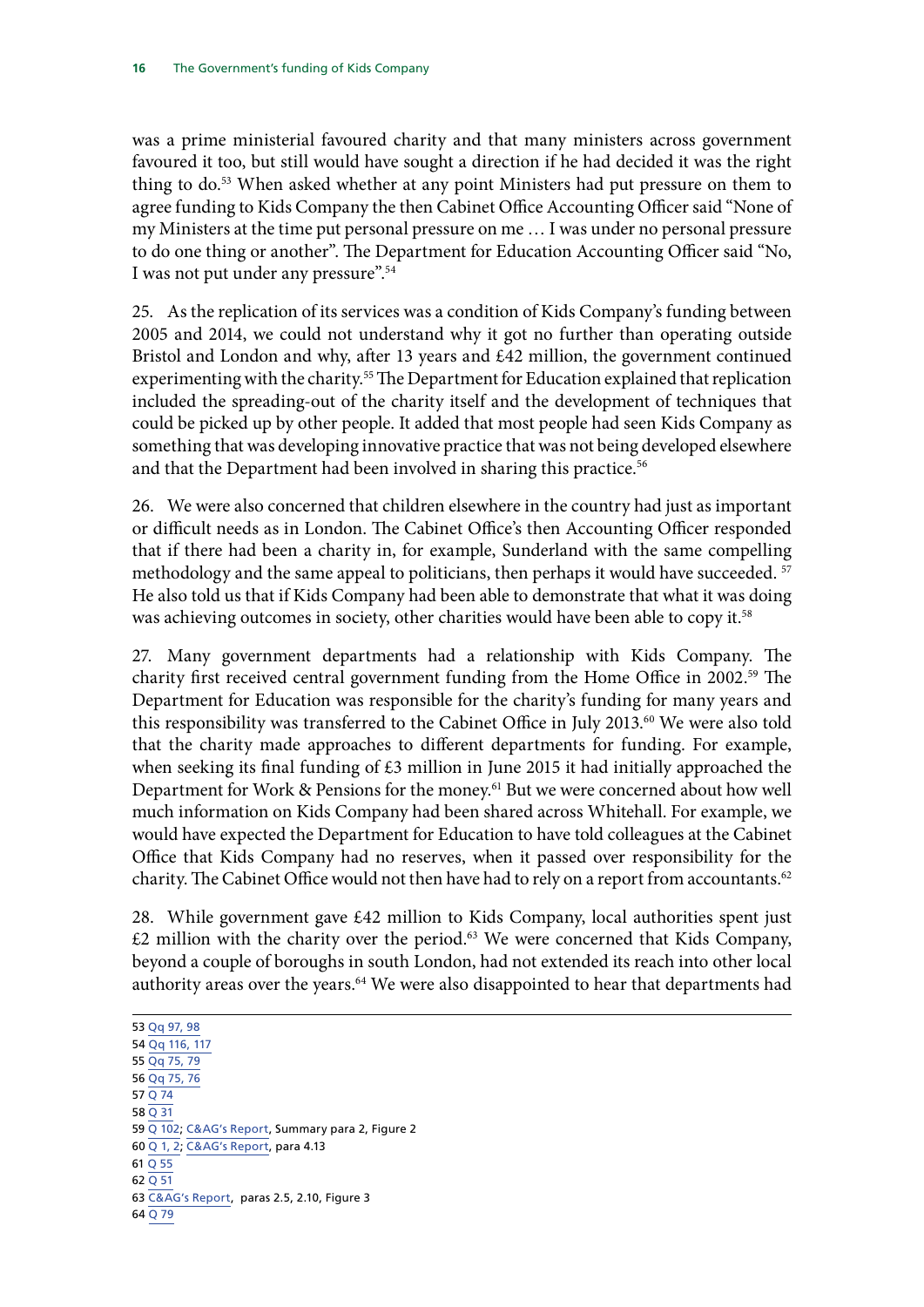was a prime ministerial favoured charity and that many ministers across government favoured it too, but still would have sought a direction if he had decided it was the right thing to do.[53] When asked whether at any point Ministers had put pressure on them to agree funding to Kids Company the then Cabinet Office Accounting Officer said "None of my Ministers at the time put personal pressure on me … I was under no personal pressure to do one thing or another". The Department for Education Accounting Officer said "No, I was not put under any pressure".[54]

25. As the replication of its services was a condition of Kids Company's funding between 2005 and 2014, we could not understand why it got no further than operating outside Bristol and London and why, after 13 years and £42 million, the government continued experimenting with the charity.[55] The Department for Education explained that replication included the spreading-out of the charity itself and the development of techniques that could be picked up by other people. It added that most people had seen Kids Company as something that was developing innovative practice that was not being developed elsewhere and that the Department had been involved in sharing this practice.[56]

26. We were also concerned that children elsewhere in the country had just as important or difficult needs as in London. The Cabinet Office's then Accounting Officer responded that if there had been a charity in, for example, Sunderland with the same compelling methodology and the same appeal to politicians, then perhaps it would have succeeded. [57] He also told us that if Kids Company had been able to demonstrate that what it was doing was achieving outcomes in society, other charities would have been able to copy it.[58]

27. Many government departments had a relationship with Kids Company. The charity first received central government funding from the Home Office in 2002.[59] The Department for Education was responsible for the charity's funding for many years and this responsibility was transferred to the Cabinet Office in July 2013.[60] We were also told that the charity made approaches to different departments for funding. For example, when seeking its final funding of £3 million in June 2015 it had initially approached the Department for Work & Pensions for the money.[61] But we were concerned about how well much information on Kids Company had been shared across Whitehall. For example, we would have expected the Department for Education to have told colleagues at the Cabinet Office that Kids Company had no reserves, when it passed over responsibility for the charity. The Cabinet Office would not then have had to rely on a report from accountants.[62]

28. While government gave £42 million to Kids Company, local authorities spent just £2 million with the charity over the period.[63] We were concerned that Kids Company, beyond a couple of boroughs in south London, had not extended its reach into other local authority areas over the years.[64] We were also disappointed to hear that departments had

---

53 Qq 97, 98
54 Qq 116, 117
55 Qq 75, 79
56 Qq 75, 76
57 Q 74
58 Q 31
59 Q 102; C&AG's Report, Summary para 2, Figure 2
60 Q 1, 2; C&AG's Report, para 4.13
61 Q 55
62 Q 51
63 C&AG's Report, paras 2.5, 2.10, Figure 3
64 Q 79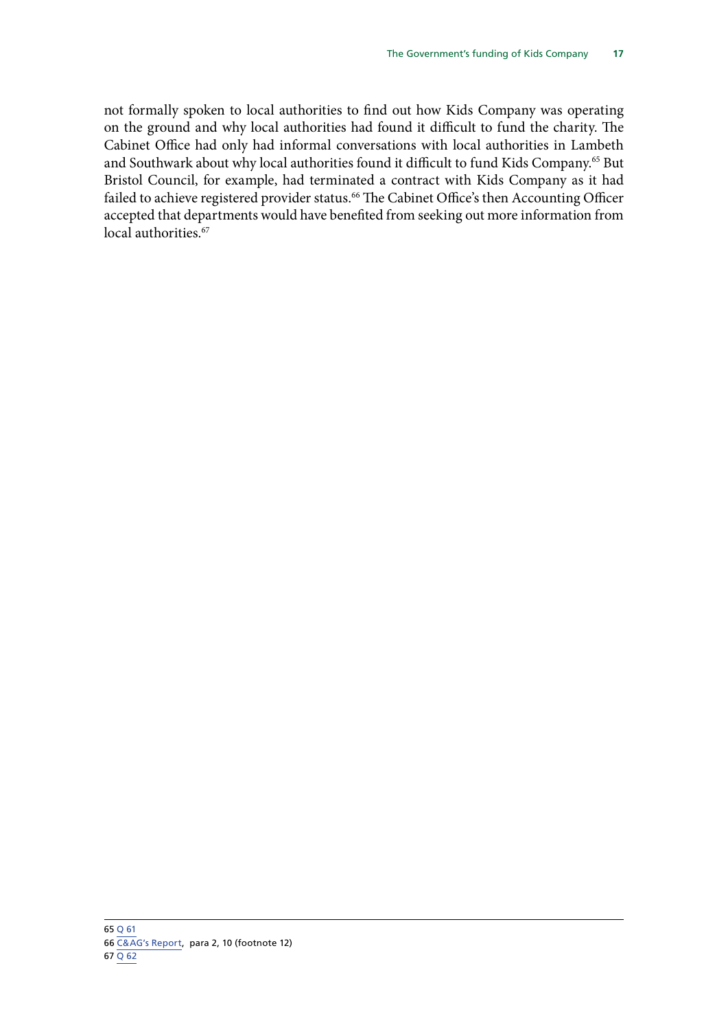not formally spoken to local authorities to find out how Kids Company was operating on the ground and why local authorities had found it difficult to fund the charity. The Cabinet Office had only had informal conversations with local authorities in Lambeth and Southwark about why local authorities found it difficult to fund Kids Company.[65] But Bristol Council, for example, had terminated a contract with Kids Company as it had failed to achieve registered provider status.[66] The Cabinet Office's then Accounting Officer accepted that departments would have benefited from seeking out more information from local authorities.[67]

---

65 Q 61
66 C&AG's Report, para 2, 10 (footnote 12)
67 Q 62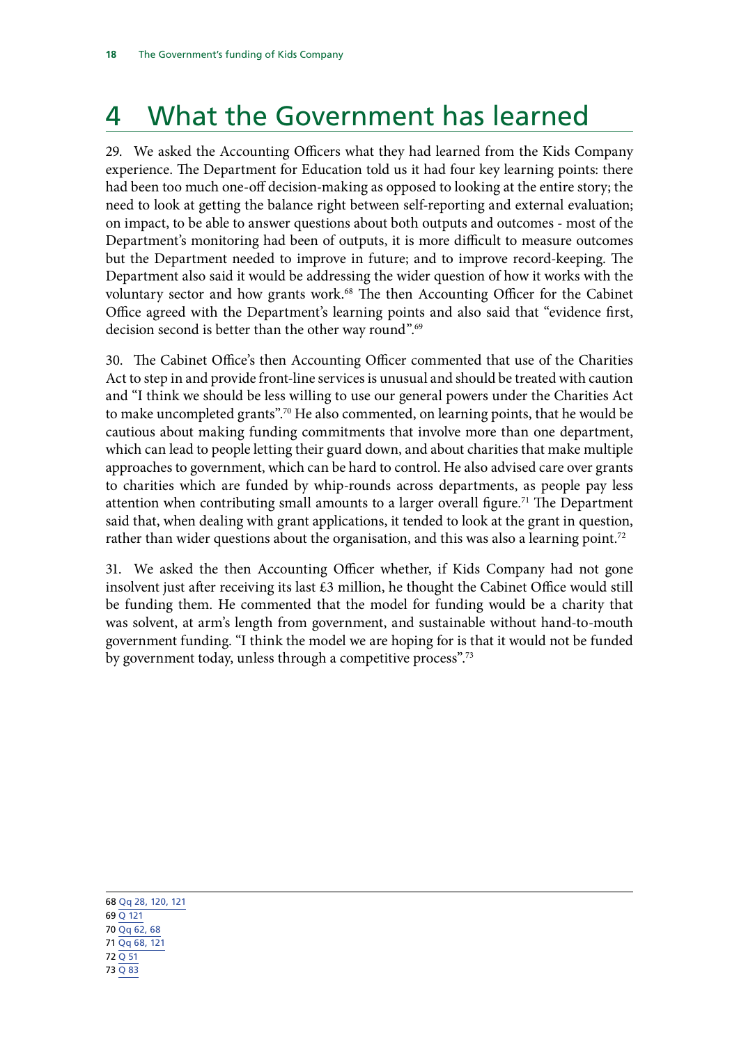# 4 What the Government has learned

29. We asked the Accounting Officers what they had learned from the Kids Company experience. The Department for Education told us it had four key learning points: there had been too much one-off decision-making as opposed to looking at the entire story; the need to look at getting the balance right between self-reporting and external evaluation; on impact, to be able to answer questions about both outputs and outcomes - most of the Department's monitoring had been of outputs, it is more difficult to measure outcomes but the Department needed to improve in future; and to improve record-keeping. The Department also said it would be addressing the wider question of how it works with the voluntary sector and how grants work.[68] The then Accounting Officer for the Cabinet Office agreed with the Department's learning points and also said that "evidence first, decision second is better than the other way round".[69]

30. The Cabinet Office's then Accounting Officer commented that use of the Charities Act to step in and provide front-line services is unusual and should be treated with caution and "I think we should be less willing to use our general powers under the Charities Act to make uncompleted grants".[70] He also commented, on learning points, that he would be cautious about making funding commitments that involve more than one department, which can lead to people letting their guard down, and about charities that make multiple approaches to government, which can be hard to control. He also advised care over grants to charities which are funded by whip-rounds across departments, as people pay less attention when contributing small amounts to a larger overall figure.[71] The Department said that, when dealing with grant applications, it tended to look at the grant in question, rather than wider questions about the organisation, and this was also a learning point.[72]

31. We asked the then Accounting Officer whether, if Kids Company had not gone insolvent just after receiving its last £3 million, he thought the Cabinet Office would still be funding them. He commented that the model for funding would be a charity that was solvent, at arm's length from government, and sustainable without hand-to-mouth government funding. "I think the model we are hoping for is that it would not be funded by government today, unless through a competitive process".[73]

---

68 Qq 28, 120, 121
69 Q 121
70 Qq 62, 68
71 Qq 68, 121
72 Q 51
73 Q 83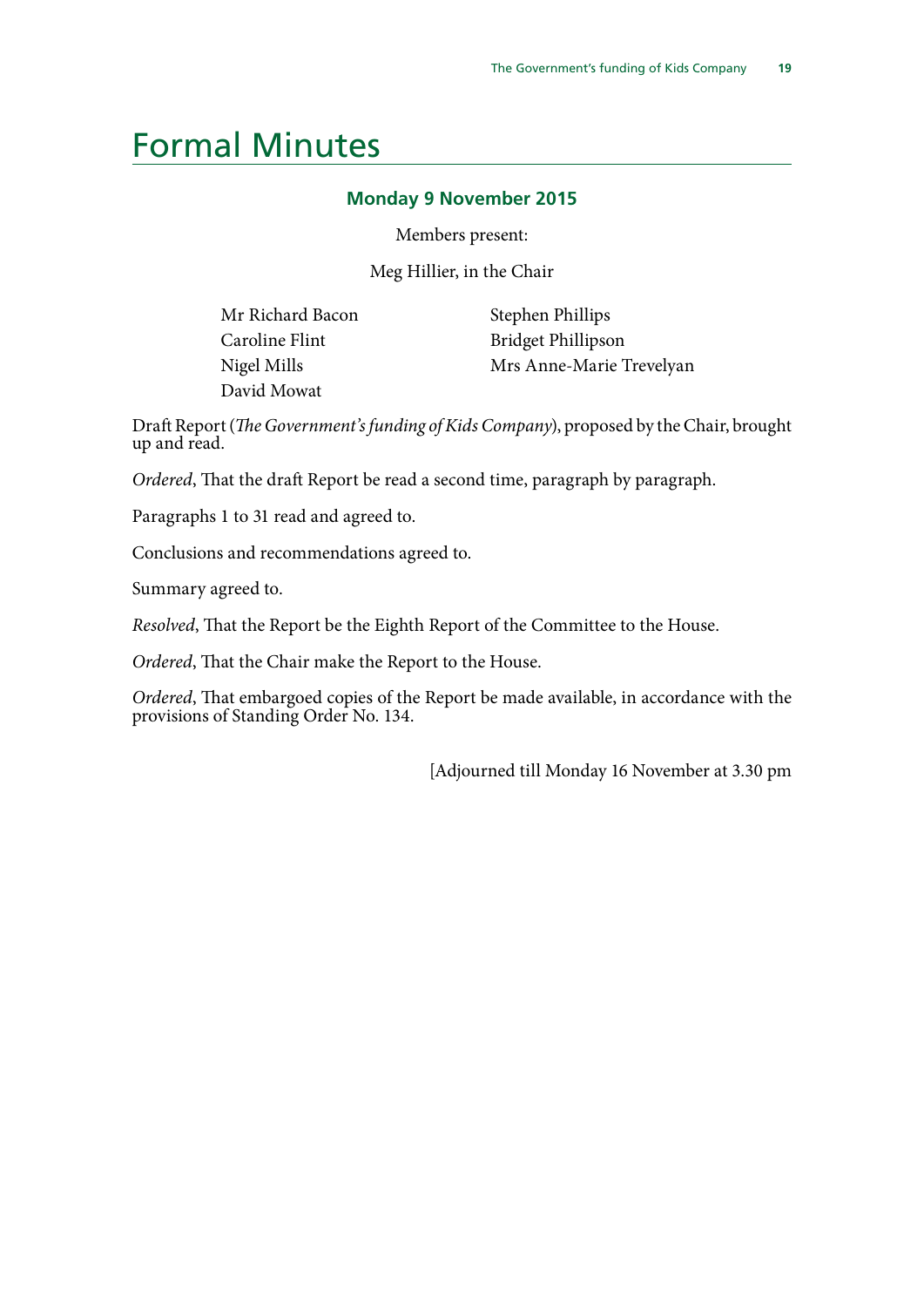# Formal Minutes

### Monday 9 November 2015

Members present:

Meg Hillier, in the Chair

Mr Richard Bacon
Caroline Flint
Nigel Mills
David Mowat
Stephen Phillips
Bridget Phillipson
Mrs Anne-Marie Trevelyan

Draft Report (*The Government's funding of Kids Company*), proposed by the Chair, brought up and read.

*Ordered*, That the draft Report be read a second time, paragraph by paragraph.

Paragraphs 1 to 31 read and agreed to.

Conclusions and recommendations agreed to.

Summary agreed to.

*Resolved*, That the Report be the Eighth Report of the Committee to the House.

*Ordered*, That the Chair make the Report to the House.

*Ordered*, That embargoed copies of the Report be made available, in accordance with the provisions of Standing Order No. 134.

[Adjourned till Monday 16 November at 3.30 pm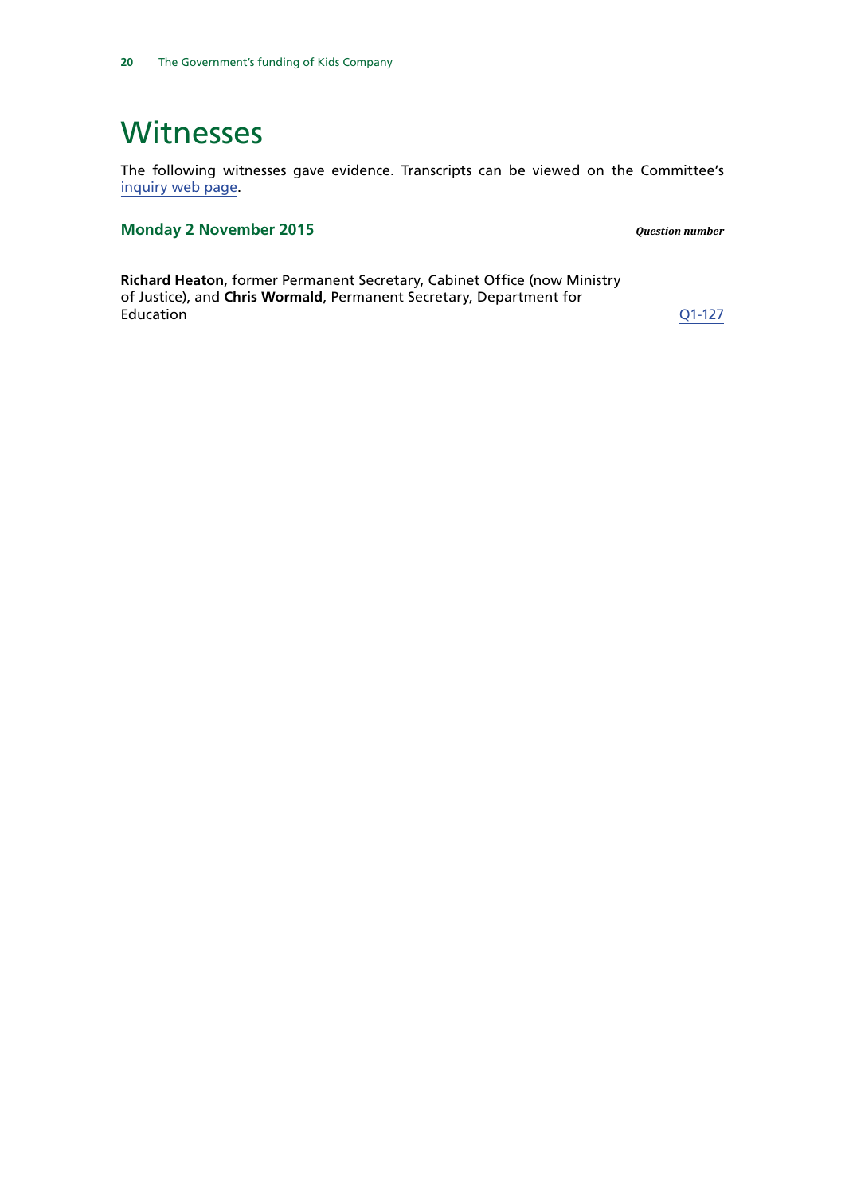# Witnesses

The following witnesses gave evidence. Transcripts can be viewed on the Committee's [inquiry web page](#).

### Monday 2 November 2015

*Question number*

**Richard Heaton**, former Permanent Secretary, Cabinet Office (now Ministry of Justice), and **Chris Wormald**, Permanent Secretary, Department for Education — [Q1-127](#)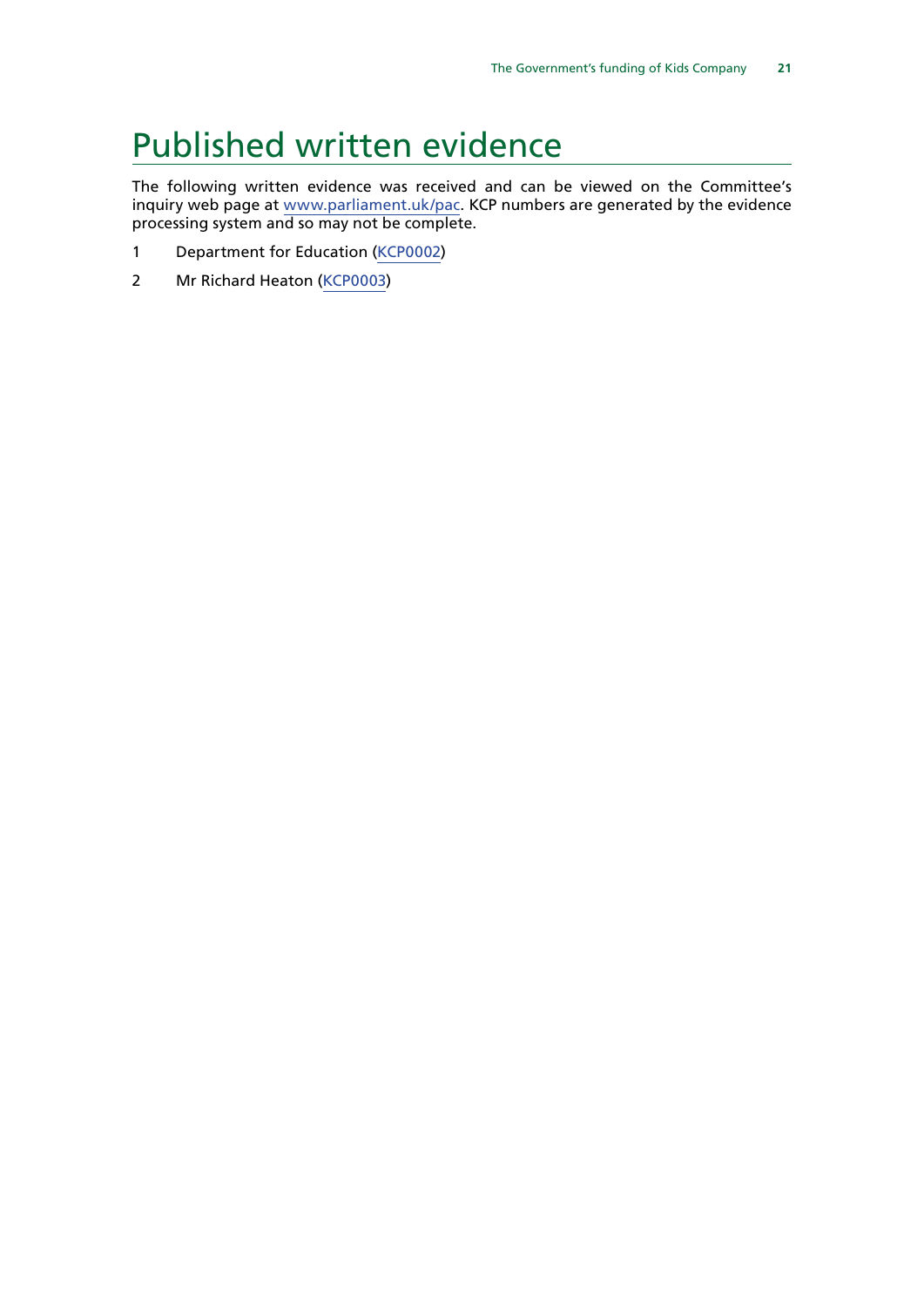# Published written evidence

The following written evidence was received and can be viewed on the Committee's inquiry web page at www.parliament.uk/pac. KCP numbers are generated by the evidence processing system and so may not be complete.

1. Department for Education (KCP0002)
2. Mr Richard Heaton (KCP0003)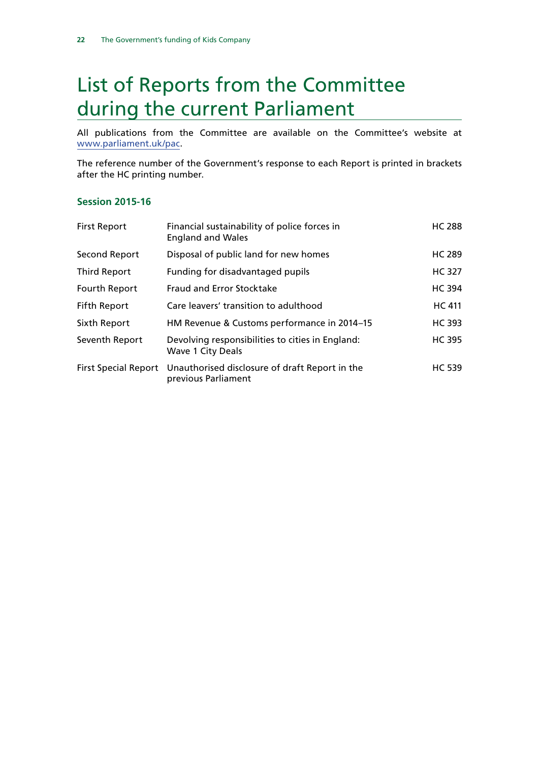# List of Reports from the Committee during the current Parliament

All publications from the Committee are available on the Committee's website at www.parliament.uk/pac.

The reference number of the Government's response to each Report is printed in brackets after the HC printing number.

## Session 2015-16

| | | |
|---|---|---|
| First Report | Financial sustainability of police forces in England and Wales | HC 288 |
| Second Report | Disposal of public land for new homes | HC 289 |
| Third Report | Funding for disadvantaged pupils | HC 327 |
| Fourth Report | Fraud and Error Stocktake | HC 394 |
| Fifth Report | Care leavers' transition to adulthood | HC 411 |
| Sixth Report | HM Revenue & Customs performance in 2014–15 | HC 393 |
| Seventh Report | Devolving responsibilities to cities in England: Wave 1 City Deals | HC 395 |
| First Special Report | Unauthorised disclosure of draft Report in the previous Parliament | HC 539 |